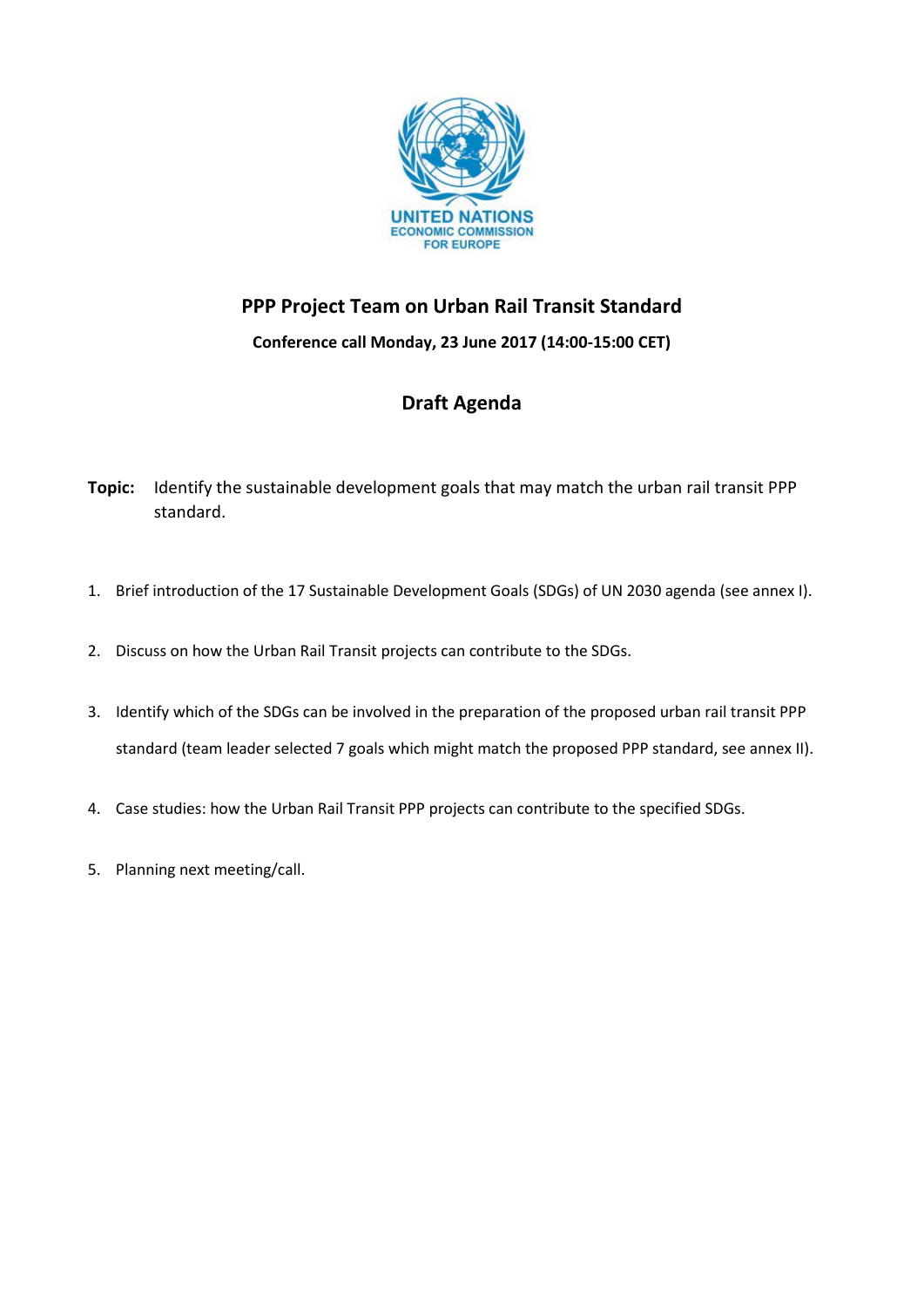UNITED NATIONS
ECONOMIC COMMISSION
FOR EUROPE

## PPP Project Team on Urban Rail Transit Standard

**Conference call Monday, 23 June 2017 (14:00-15:00 CET)**

## Draft Agenda

**Topic:** Identify the sustainable development goals that may match the urban rail transit PPP standard.

1. Brief introduction of the 17 Sustainable Development Goals (SDGs) of UN 2030 agenda (see annex I).
2. Discuss on how the Urban Rail Transit projects can contribute to the SDGs.
3. Identify which of the SDGs can be involved in the preparation of the proposed urban rail transit PPP standard (team leader selected 7 goals which might match the proposed PPP standard, see annex II).
4. Case studies: how the Urban Rail Transit PPP projects can contribute to the specified SDGs.
5. Planning next meeting/call.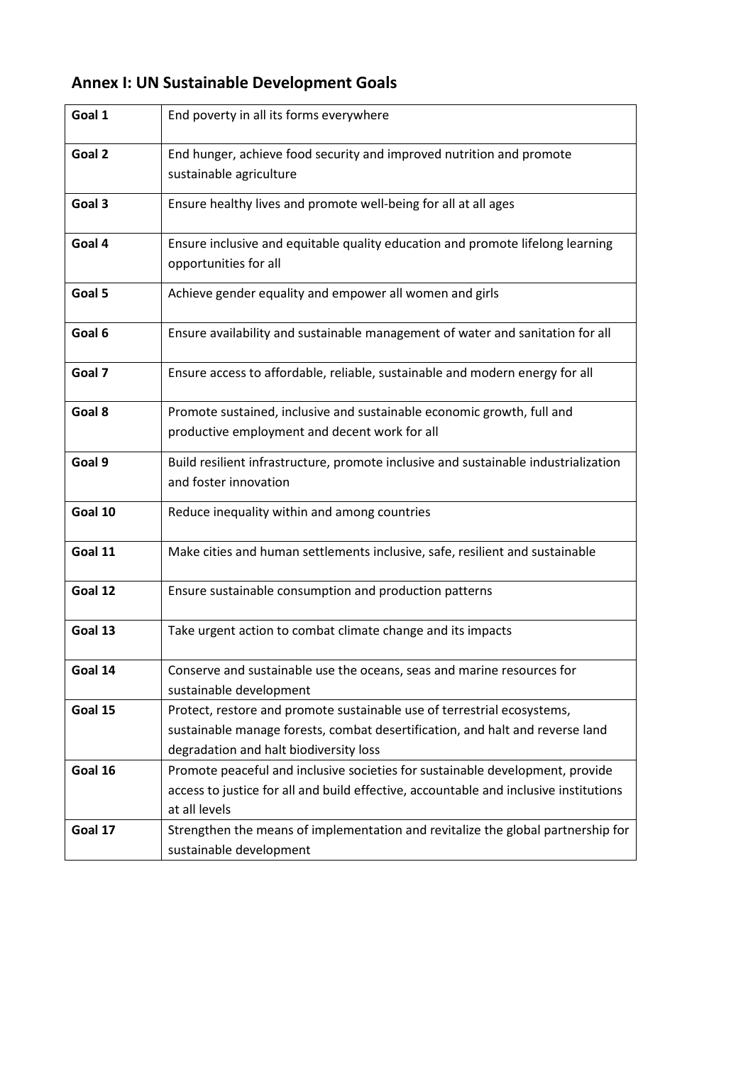## Annex I: UN Sustainable Development Goals

| | |
|---|---|
| **Goal 1** | End poverty in all its forms everywhere |
| **Goal 2** | End hunger, achieve food security and improved nutrition and promote sustainable agriculture |
| **Goal 3** | Ensure healthy lives and promote well-being for all at all ages |
| **Goal 4** | Ensure inclusive and equitable quality education and promote lifelong learning opportunities for all |
| **Goal 5** | Achieve gender equality and empower all women and girls |
| **Goal 6** | Ensure availability and sustainable management of water and sanitation for all |
| **Goal 7** | Ensure access to affordable, reliable, sustainable and modern energy for all |
| **Goal 8** | Promote sustained, inclusive and sustainable economic growth, full and productive employment and decent work for all |
| **Goal 9** | Build resilient infrastructure, promote inclusive and sustainable industrialization and foster innovation |
| **Goal 10** | Reduce inequality within and among countries |
| **Goal 11** | Make cities and human settlements inclusive, safe, resilient and sustainable |
| **Goal 12** | Ensure sustainable consumption and production patterns |
| **Goal 13** | Take urgent action to combat climate change and its impacts |
| **Goal 14** | Conserve and sustainable use the oceans, seas and marine resources for sustainable development |
| **Goal 15** | Protect, restore and promote sustainable use of terrestrial ecosystems, sustainable manage forests, combat desertification, and halt and reverse land degradation and halt biodiversity loss |
| **Goal 16** | Promote peaceful and inclusive societies for sustainable development, provide access to justice for all and build effective, accountable and inclusive institutions at all levels |
| **Goal 17** | Strengthen the means of implementation and revitalize the global partnership for sustainable development |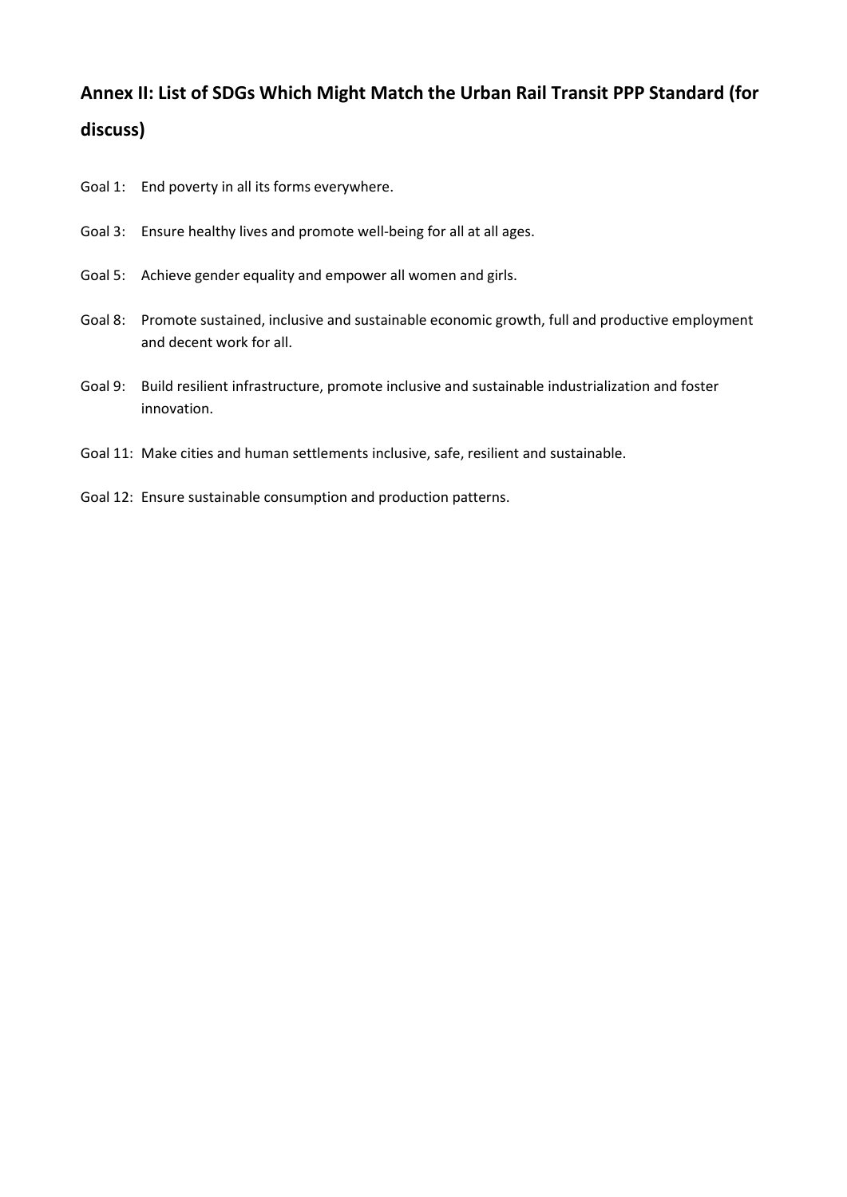## Annex II: List of SDGs Which Might Match the Urban Rail Transit PPP Standard (for discuss)

Goal 1: End poverty in all its forms everywhere.

Goal 3: Ensure healthy lives and promote well-being for all at all ages.

Goal 5: Achieve gender equality and empower all women and girls.

Goal 8: Promote sustained, inclusive and sustainable economic growth, full and productive employment and decent work for all.

Goal 9: Build resilient infrastructure, promote inclusive and sustainable industrialization and foster innovation.

Goal 11: Make cities and human settlements inclusive, safe, resilient and sustainable.

Goal 12: Ensure sustainable consumption and production patterns.